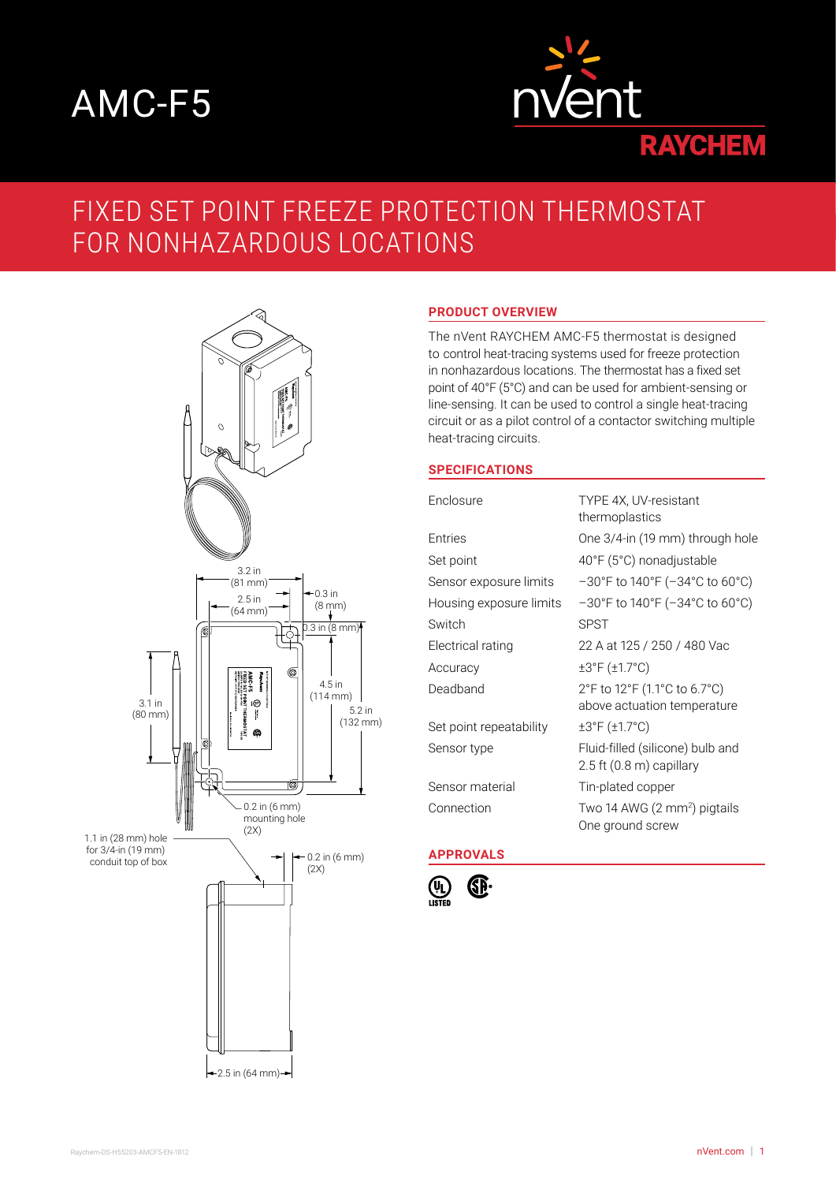# AMC-F5

nVent RAYCHEM

## FIXED SET POINT FREEZE PROTECTION THERMOSTAT FOR NONHAZARDOUS LOCATIONS

3.2 in (81 mm)
2.5 in (64 mm)
0.3 in (8 mm)
0.3 in (8 mm)
4.5 in (114 mm)
5.2 in (132 mm)
3.1 in (80 mm)
0.2 in (6 mm) mounting hole (2X)
1.1 in (28 mm) hole for 3/4-in (19 mm) conduit top of box
0.2 in (6 mm) (2X)
2.5 in (64 mm)

### PRODUCT OVERVIEW

The nVent RAYCHEM AMC-F5 thermostat is designed to control heat-tracing systems used for freeze protection in nonhazardous locations. The thermostat has a fixed set point of 40°F (5°C) and can be used for ambient-sensing or line-sensing. It can be used to control a single heat-tracing circuit or as a pilot control of a contactor switching multiple heat-tracing circuits.

### SPECIFICATIONS

| | |
|---|---|
| Enclosure | TYPE 4X, UV-resistant thermoplastics |
| Entries | One 3/4-in (19 mm) through hole |
| Set point | 40°F (5°C) nonadjustable |
| Sensor exposure limits | –30°F to 140°F (–34°C to 60°C) |
| Housing exposure limits | –30°F to 140°F (–34°C to 60°C) |
| Switch | SPST |
| Electrical rating | 22 A at 125 / 250 / 480 Vac |
| Accuracy | ±3°F (±1.7°C) |
| Deadband | 2°F to 12°F (1.1°C to 6.7°C) above actuation temperature |
| Set point repeatability | ±3°F (±1.7°C) |
| Sensor type | Fluid-filled (silicone) bulb and 2.5 ft (0.8 m) capillary |
| Sensor material | Tin-plated copper |
| Connection | Two 14 AWG (2 mm$^2$) pigtails<br>One ground screw |

### APPROVALS

UL LISTED, CSA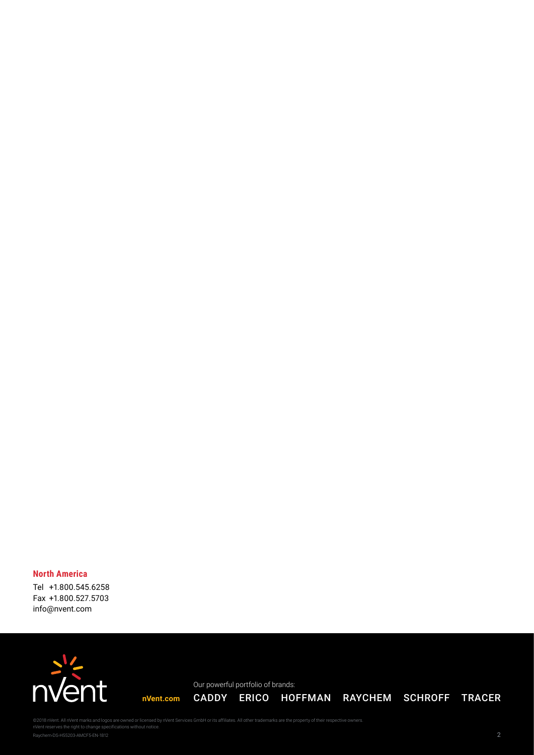**North America**

Tel +1.800.545.6258
Fax +1.800.527.5703
info@nvent.com

Our powerful portfolio of brands:

**nVent.com** CADDY ERICO HOFFMAN RAYCHEM SCHROFF TRACER

©2018 nVent. All nVent marks and logos are owned or licensed by nVent Services GmbH or its affiliates. All other trademarks are the property of their respective owners.
nVent reserves the right to change specifications without notice.

Raychem-DS-H55203-AMCFS-EN-1812